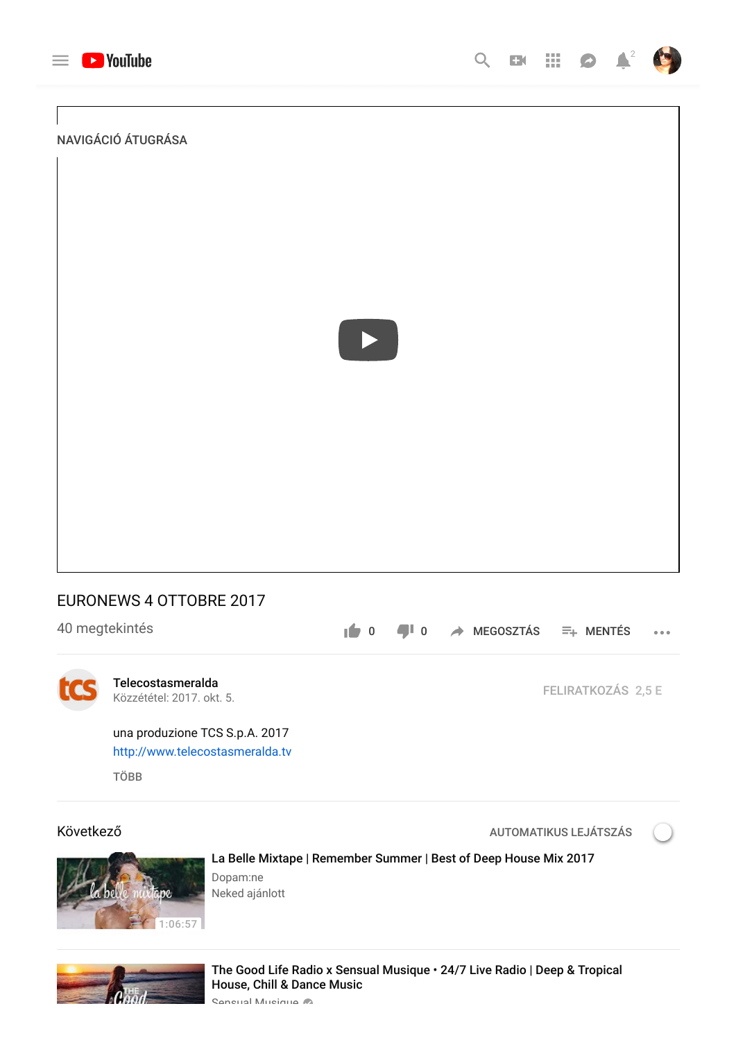YouTube

NAVIGÁCIÓ ÁTUGRÁSA

# EURONEWS 4 OTTOBRE 2017

40 megtekintés

0 0 MEGOSZTÁS MENTÉS ...

**Telecostasmeralda**
Közzététel: 2017. okt. 5.

FELIRATKOZÁS 2,5 E

una produzione TCS S.p.A. 2017
http://www.telecostasmeralda.tv

TÖBB

Következő

AUTOMATIKUS LEJÁTSZÁS

1:06:57

**La Belle Mixtape | Remember Summer | Best of Deep House Mix 2017**
Dopam:ne
Neked ajánlott

**The Good Life Radio x Sensual Musique • 24/7 Live Radio | Deep & Tropical House, Chill & Dance Music**
Sensual Musique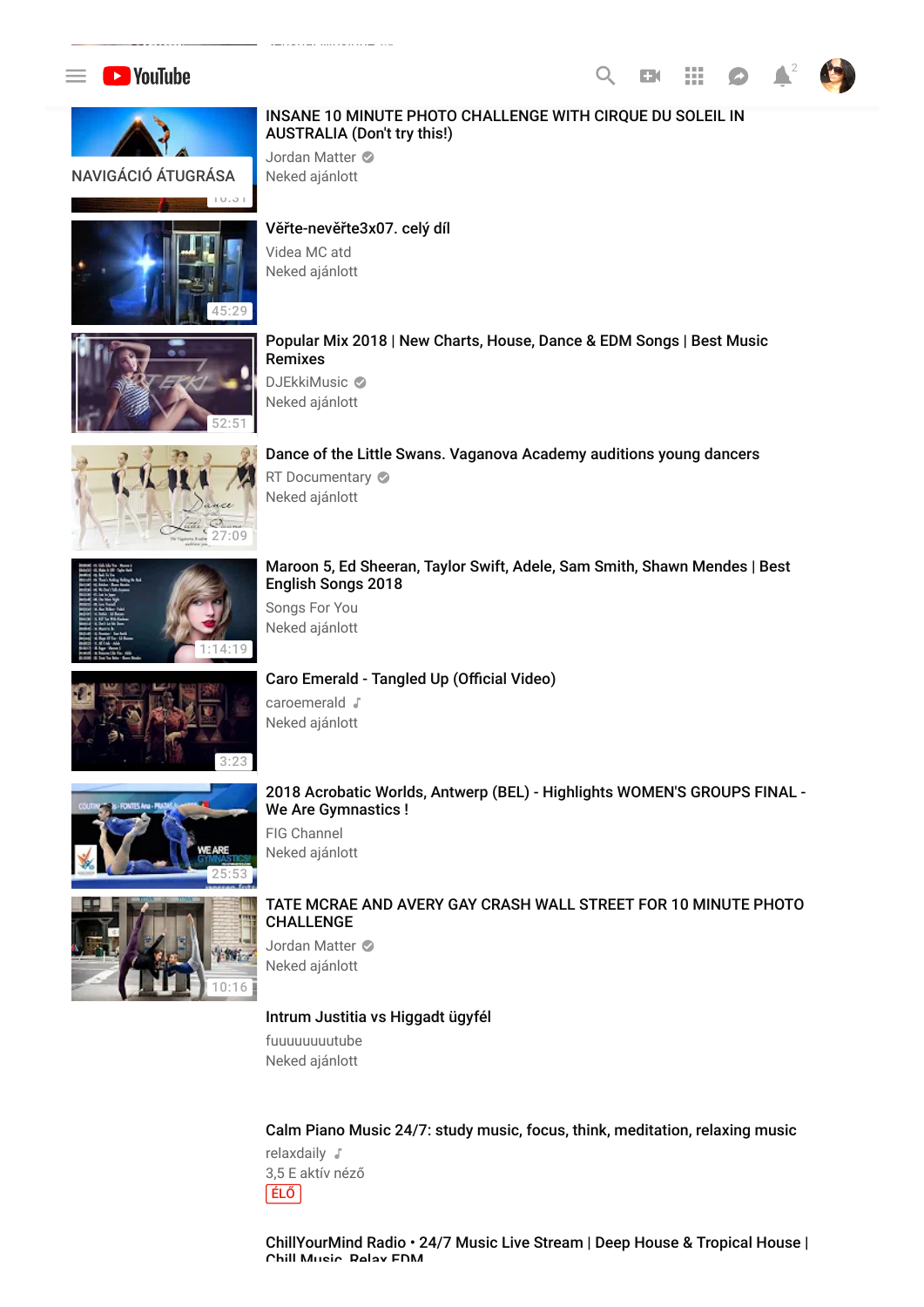YouTube

NAVIGÁCIÓ ÁTUGRÁSA

INSANE 10 MINUTE PHOTO CHALLENGE WITH CIRQUE DU SOLEIL IN AUSTRALIA (Don't try this!)
Jordan Matter
Neked ajánlott

45:29
Věřte-nevěřte3x07. celý díl
Videa MC atd
Neked ajánlott

52:51
Popular Mix 2018 | New Charts, House, Dance & EDM Songs | Best Music Remixes
DJEkkiMusic
Neked ajánlott

27:09
Dance of the Little Swans. Vaganova Academy auditions young dancers
RT Documentary
Neked ajánlott

1:14:19
Maroon 5, Ed Sheeran, Taylor Swift, Adele, Sam Smith, Shawn Mendes | Best English Songs 2018
Songs For You
Neked ajánlott

3:23
Caro Emerald - Tangled Up (Official Video)
caroemerald
Neked ajánlott

25:53
2018 Acrobatic Worlds, Antwerp (BEL) - Highlights WOMEN'S GROUPS FINAL - We Are Gymnastics !
FIG Channel
Neked ajánlott

10:16
TATE MCRAE AND AVERY GAY CRASH WALL STREET FOR 10 MINUTE PHOTO CHALLENGE
Jordan Matter
Neked ajánlott

Intrum Justitia vs Higgadt ügyfél
fuuuuuuuutube
Neked ajánlott

Calm Piano Music 24/7: study music, focus, think, meditation, relaxing music
relaxdaily
3,5 E aktív néző
ÉLŐ

ChillYourMind Radio • 24/7 Music Live Stream | Deep House & Tropical House | Chill Music, Relax EDM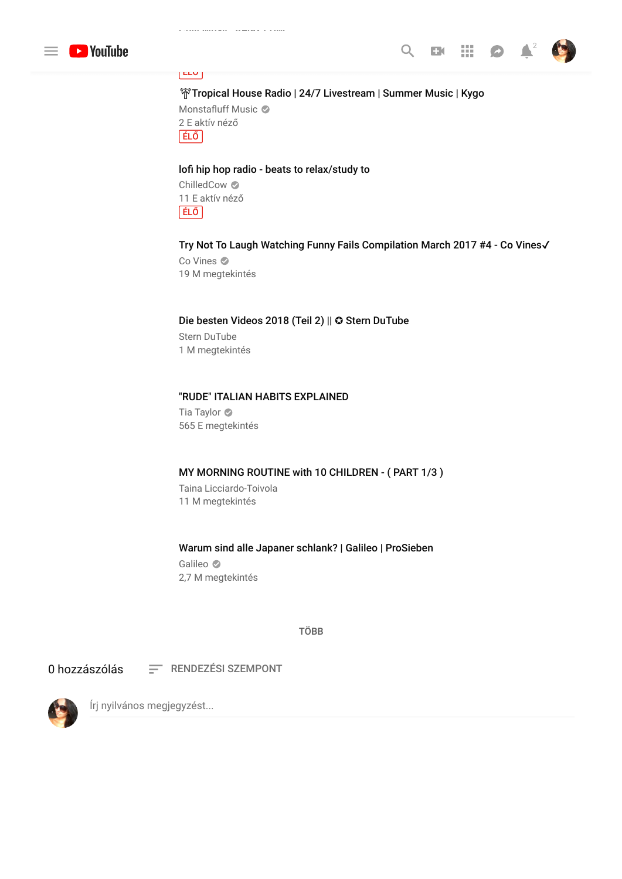ÉLŐ

🌴Tropical House Radio | 24/7 Livestream | Summer Music | Kygo
Monstafluff Music
2 E aktív néző
ÉLŐ

lofi hip hop radio - beats to relax/study to
ChilledCow
11 E aktív néző
ÉLŐ

Try Not To Laugh Watching Funny Fails Compilation March 2017 #4 - Co Vines✓
Co Vines
19 M megtekintés

Die besten Videos 2018 (Teil 2) || ✪ Stern DuTube
Stern DuTube
1 M megtekintés

"RUDE" ITALIAN HABITS EXPLAINED
Tia Taylor
565 E megtekintés

MY MORNING ROUTINE with 10 CHILDREN - ( PART 1/3 )
Taina Licciardo-Toivola
11 M megtekintés

Warum sind alle Japaner schlank? | Galileo | ProSieben
Galileo
2,7 M megtekintés

TÖBB

0 hozzászólás    RENDEZÉSI SZEMPONT

Írj nyilvános megjegyzést...